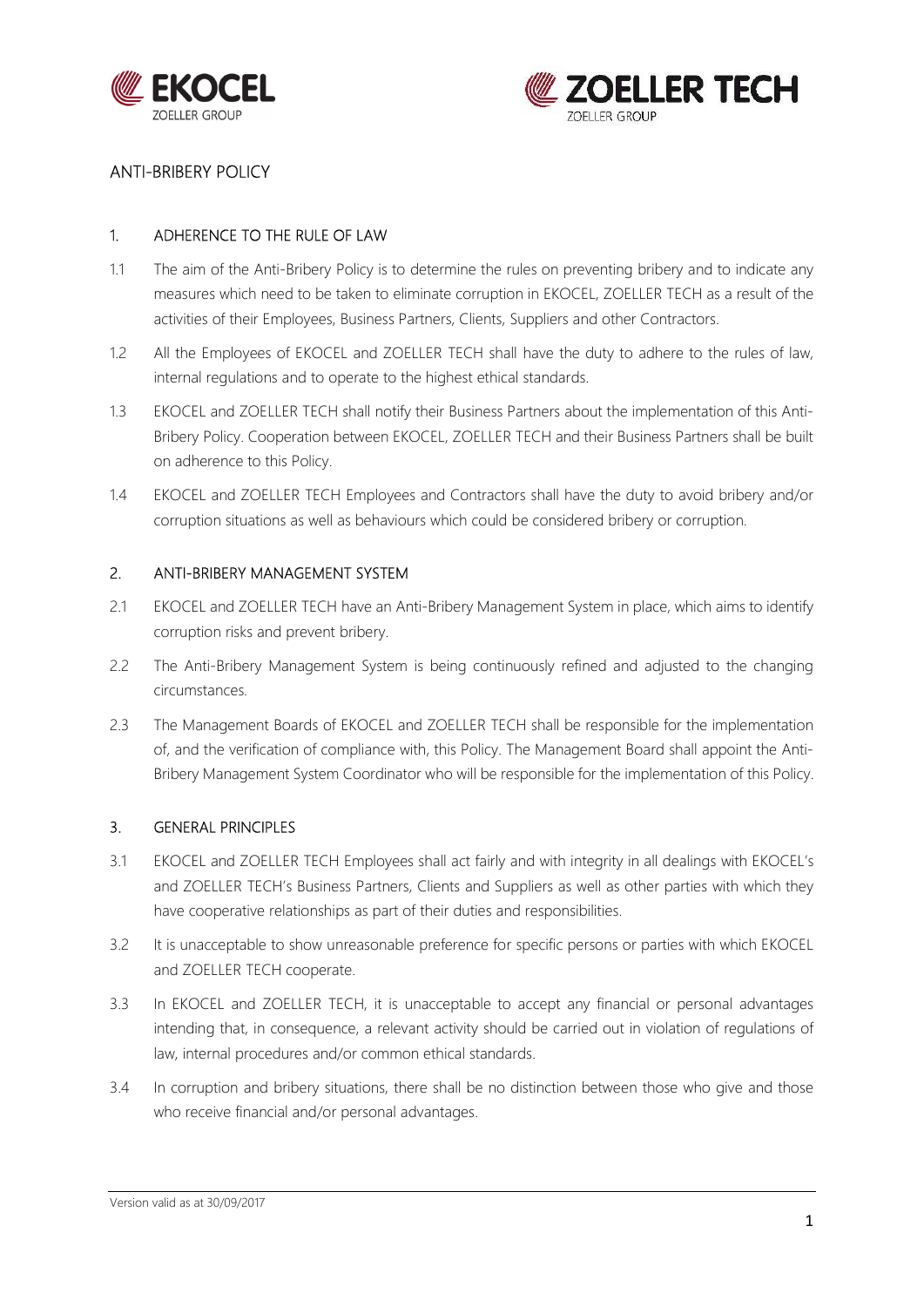# ANTI-BRIBERY POLICY

## 1. ADHERENCE TO THE RULE OF LAW

1.1 The aim of the Anti-Bribery Policy is to determine the rules on preventing bribery and to indicate any measures which need to be taken to eliminate corruption in EKOCEL, ZOELLER TECH as a result of the activities of their Employees, Business Partners, Clients, Suppliers and other Contractors.

1.2 All the Employees of EKOCEL and ZOELLER TECH shall have the duty to adhere to the rules of law, internal regulations and to operate to the highest ethical standards.

1.3 EKOCEL and ZOELLER TECH shall notify their Business Partners about the implementation of this Anti-Bribery Policy. Cooperation between EKOCEL, ZOELLER TECH and their Business Partners shall be built on adherence to this Policy.

1.4 EKOCEL and ZOELLER TECH Employees and Contractors shall have the duty to avoid bribery and/or corruption situations as well as behaviours which could be considered bribery or corruption.

## 2. ANTI-BRIBERY MANAGEMENT SYSTEM

2.1 EKOCEL and ZOELLER TECH have an Anti-Bribery Management System in place, which aims to identify corruption risks and prevent bribery.

2.2 The Anti-Bribery Management System is being continuously refined and adjusted to the changing circumstances.

2.3 The Management Boards of EKOCEL and ZOELLER TECH shall be responsible for the implementation of, and the verification of compliance with, this Policy. The Management Board shall appoint the Anti-Bribery Management System Coordinator who will be responsible for the implementation of this Policy.

## 3. GENERAL PRINCIPLES

3.1 EKOCEL and ZOELLER TECH Employees shall act fairly and with integrity in all dealings with EKOCEL's and ZOELLER TECH's Business Partners, Clients and Suppliers as well as other parties with which they have cooperative relationships as part of their duties and responsibilities.

3.2 It is unacceptable to show unreasonable preference for specific persons or parties with which EKOCEL and ZOELLER TECH cooperate.

3.3 In EKOCEL and ZOELLER TECH, it is unacceptable to accept any financial or personal advantages intending that, in consequence, a relevant activity should be carried out in violation of regulations of law, internal procedures and/or common ethical standards.

3.4 In corruption and bribery situations, there shall be no distinction between those who give and those who receive financial and/or personal advantages.

Version valid as at 30/09/2017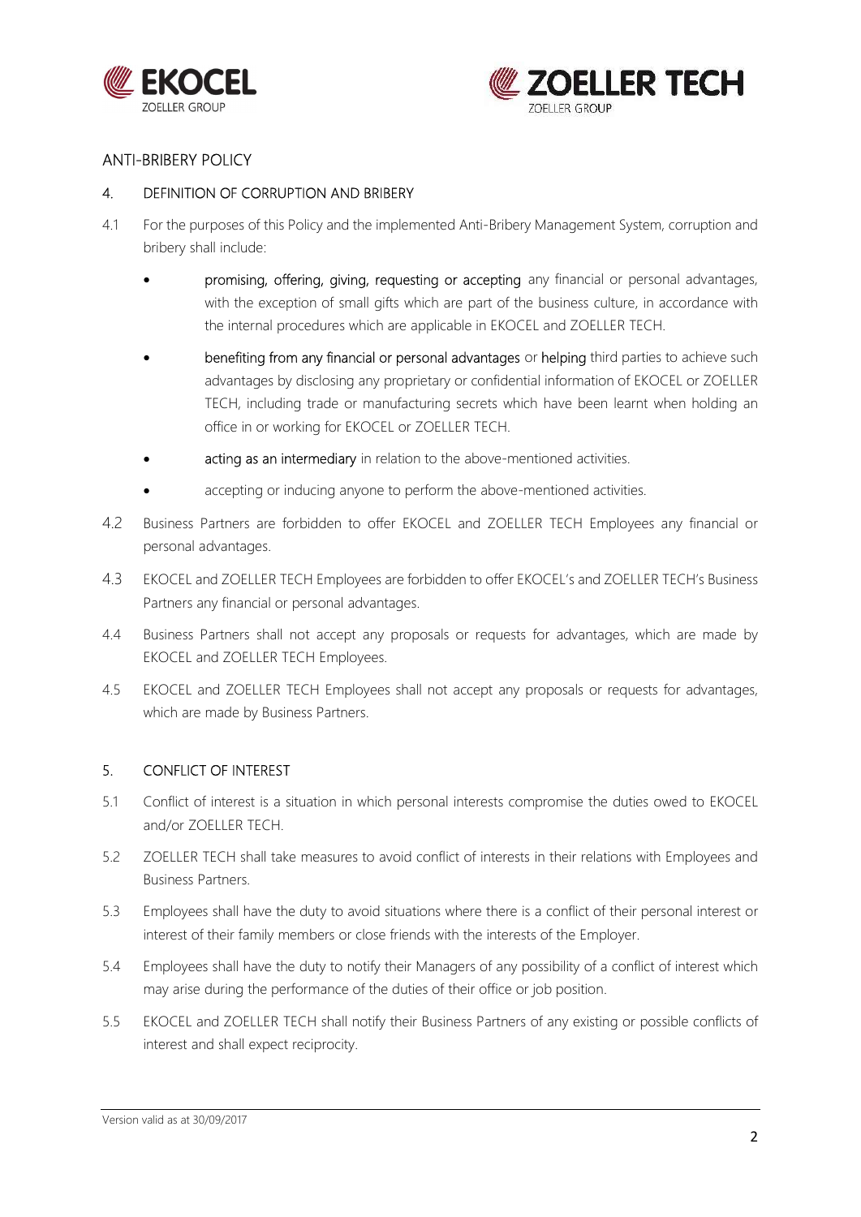## ANTI-BRIBERY POLICY

### 4. DEFINITION OF CORRUPTION AND BRIBERY

4.1 For the purposes of this Policy and the implemented Anti-Bribery Management System, corruption and bribery shall include:

- promising, offering, giving, requesting or accepting any financial or personal advantages, with the exception of small gifts which are part of the business culture, in accordance with the internal procedures which are applicable in EKOCEL and ZOELLER TECH.
- benefiting from any financial or personal advantages or helping third parties to achieve such advantages by disclosing any proprietary or confidential information of EKOCEL or ZOELLER TECH, including trade or manufacturing secrets which have been learnt when holding an office in or working for EKOCEL or ZOELLER TECH.
- acting as an intermediary in relation to the above-mentioned activities.
- accepting or inducing anyone to perform the above-mentioned activities.

4.2 Business Partners are forbidden to offer EKOCEL and ZOELLER TECH Employees any financial or personal advantages.

4.3 EKOCEL and ZOELLER TECH Employees are forbidden to offer EKOCEL's and ZOELLER TECH's Business Partners any financial or personal advantages.

4.4 Business Partners shall not accept any proposals or requests for advantages, which are made by EKOCEL and ZOELLER TECH Employees.

4.5 EKOCEL and ZOELLER TECH Employees shall not accept any proposals or requests for advantages, which are made by Business Partners.

### 5. CONFLICT OF INTEREST

5.1 Conflict of interest is a situation in which personal interests compromise the duties owed to EKOCEL and/or ZOELLER TECH.

5.2 ZOELLER TECH shall take measures to avoid conflict of interests in their relations with Employees and Business Partners.

5.3 Employees shall have the duty to avoid situations where there is a conflict of their personal interest or interest of their family members or close friends with the interests of the Employer.

5.4 Employees shall have the duty to notify their Managers of any possibility of a conflict of interest which may arise during the performance of the duties of their office or job position.

5.5 EKOCEL and ZOELLER TECH shall notify their Business Partners of any existing or possible conflicts of interest and shall expect reciprocity.

Version valid as at 30/09/2017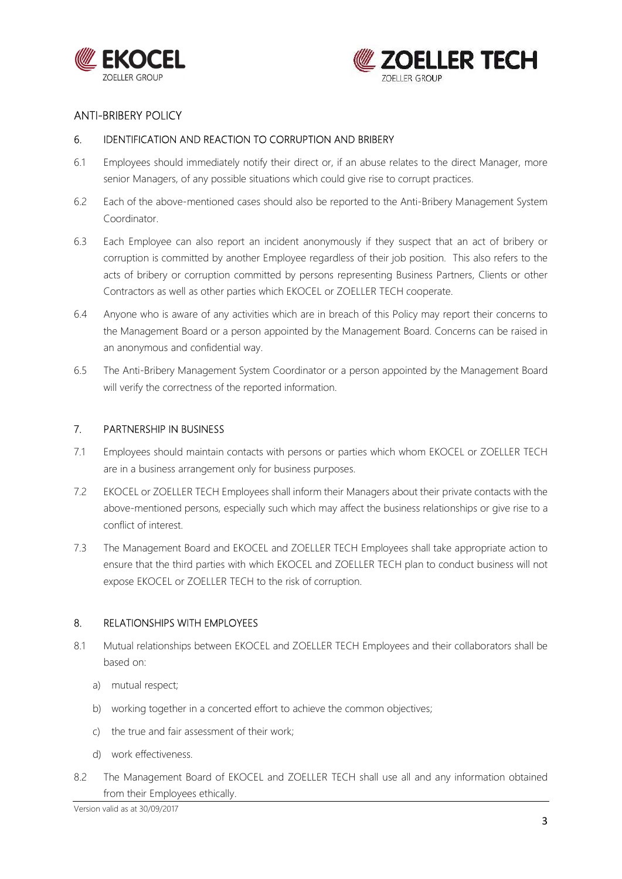## ANTI-BRIBERY POLICY

### 6. IDENTIFICATION AND REACTION TO CORRUPTION AND BRIBERY

6.1 Employees should immediately notify their direct or, if an abuse relates to the direct Manager, more senior Managers, of any possible situations which could give rise to corrupt practices.

6.2 Each of the above-mentioned cases should also be reported to the Anti-Bribery Management System Coordinator.

6.3 Each Employee can also report an incident anonymously if they suspect that an act of bribery or corruption is committed by another Employee regardless of their job position. This also refers to the acts of bribery or corruption committed by persons representing Business Partners, Clients or other Contractors as well as other parties which EKOCEL or ZOELLER TECH cooperate.

6.4 Anyone who is aware of any activities which are in breach of this Policy may report their concerns to the Management Board or a person appointed by the Management Board. Concerns can be raised in an anonymous and confidential way.

6.5 The Anti-Bribery Management System Coordinator or a person appointed by the Management Board will verify the correctness of the reported information.

### 7. PARTNERSHIP IN BUSINESS

7.1 Employees should maintain contacts with persons or parties which whom EKOCEL or ZOELLER TECH are in a business arrangement only for business purposes.

7.2 EKOCEL or ZOELLER TECH Employees shall inform their Managers about their private contacts with the above-mentioned persons, especially such which may affect the business relationships or give rise to a conflict of interest.

7.3 The Management Board and EKOCEL and ZOELLER TECH Employees shall take appropriate action to ensure that the third parties with which EKOCEL and ZOELLER TECH plan to conduct business will not expose EKOCEL or ZOELLER TECH to the risk of corruption.

### 8. RELATIONSHIPS WITH EMPLOYEES

8.1 Mutual relationships between EKOCEL and ZOELLER TECH Employees and their collaborators shall be based on:

a) mutual respect;

b) working together in a concerted effort to achieve the common objectives;

c) the true and fair assessment of their work;

d) work effectiveness.

8.2 The Management Board of EKOCEL and ZOELLER TECH shall use all and any information obtained from their Employees ethically.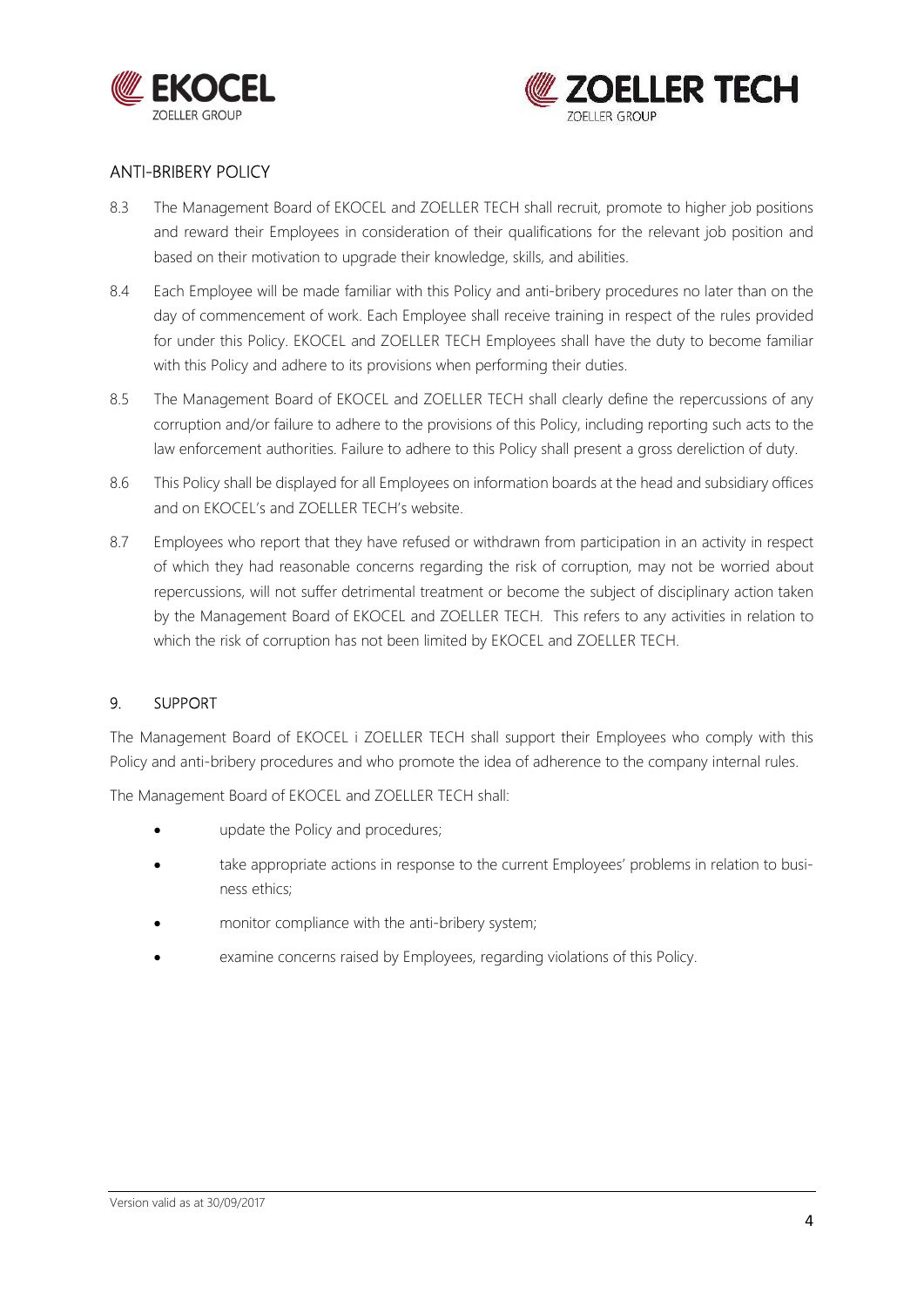ANTI-BRIBERY POLICY

8.3 The Management Board of EKOCEL and ZOELLER TECH shall recruit, promote to higher job positions and reward their Employees in consideration of their qualifications for the relevant job position and based on their motivation to upgrade their knowledge, skills, and abilities.

8.4 Each Employee will be made familiar with this Policy and anti-bribery procedures no later than on the day of commencement of work. Each Employee shall receive training in respect of the rules provided for under this Policy. EKOCEL and ZOELLER TECH Employees shall have the duty to become familiar with this Policy and adhere to its provisions when performing their duties.

8.5 The Management Board of EKOCEL and ZOELLER TECH shall clearly define the repercussions of any corruption and/or failure to adhere to the provisions of this Policy, including reporting such acts to the law enforcement authorities. Failure to adhere to this Policy shall present a gross dereliction of duty.

8.6 This Policy shall be displayed for all Employees on information boards at the head and subsidiary offices and on EKOCEL's and ZOELLER TECH's website.

8.7 Employees who report that they have refused or withdrawn from participation in an activity in respect of which they had reasonable concerns regarding the risk of corruption, may not be worried about repercussions, will not suffer detrimental treatment or become the subject of disciplinary action taken by the Management Board of EKOCEL and ZOELLER TECH. This refers to any activities in relation to which the risk of corruption has not been limited by EKOCEL and ZOELLER TECH.

## 9. SUPPORT

The Management Board of EKOCEL i ZOELLER TECH shall support their Employees who comply with this Policy and anti-bribery procedures and who promote the idea of adherence to the company internal rules.

The Management Board of EKOCEL and ZOELLER TECH shall:

- update the Policy and procedures;
- take appropriate actions in response to the current Employees' problems in relation to business ethics;
- monitor compliance with the anti-bribery system;
- examine concerns raised by Employees, regarding violations of this Policy.

Version valid as at 30/09/2017